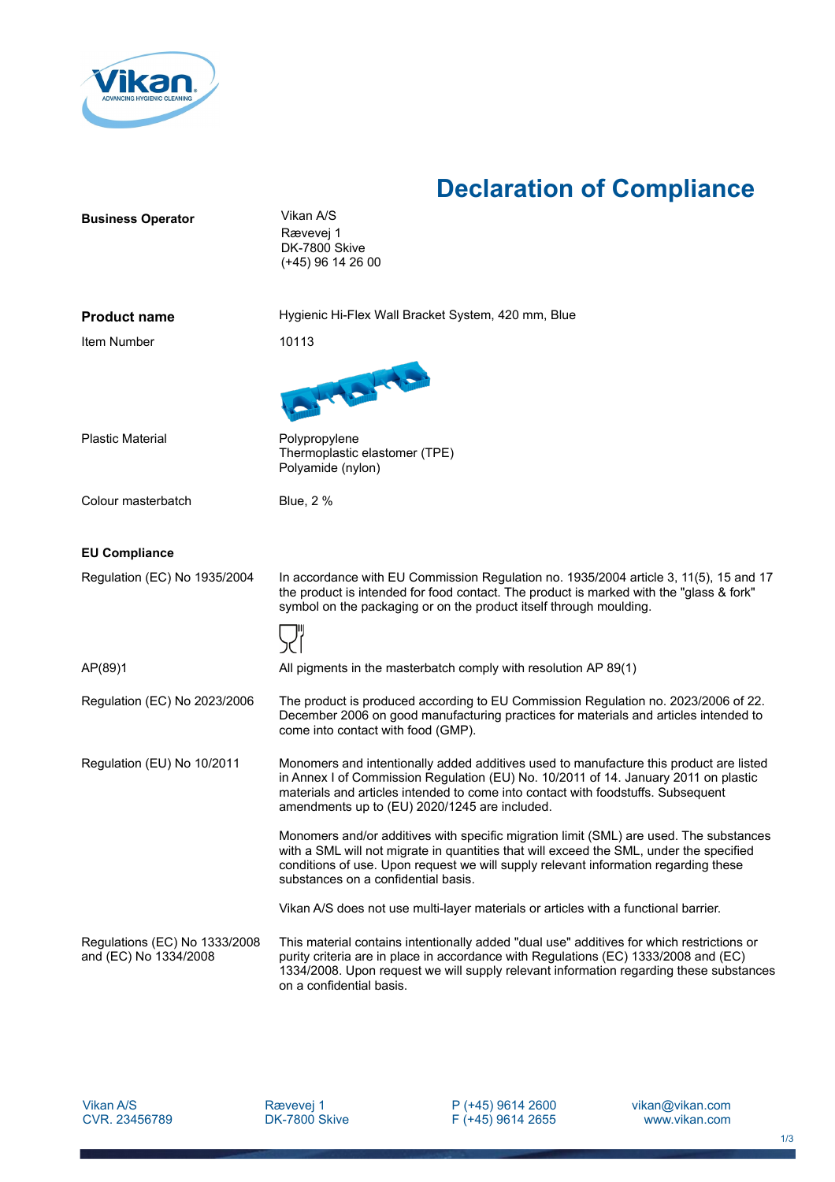# Declaration of Compliance

**Business Operator**

Vikan A/S
Rævevej 1
DK-7800 Skive
(+45) 96 14 26 00

| | |
|---|---|
| **Product name** | Hygienic Hi-Flex Wall Bracket System, 420 mm, Blue |
| Item Number | 10113 |
| Plastic Material | Polypropylene<br>Thermoplastic elastomer (TPE)<br>Polyamide (nylon) |
| Colour masterbatch | Blue, 2 % |

## EU Compliance

| | |
|---|---|
| Regulation (EC) No 1935/2004 | In accordance with EU Commission Regulation no. 1935/2004 article 3, 11(5), 15 and 17 the product is intended for food contact. The product is marked with the "glass & fork" symbol on the packaging or on the product itself through moulding. |
| AP(89)1 | All pigments in the masterbatch comply with resolution AP 89(1) |
| Regulation (EC) No 2023/2006 | The product is produced according to EU Commission Regulation no. 2023/2006 of 22. December 2006 on good manufacturing practices for materials and articles intended to come into contact with food (GMP). |
| Regulation (EU) No 10/2011 | Monomers and intentionally added additives used to manufacture this product are listed in Annex I of Commission Regulation (EU) No. 10/2011 of 14. January 2011 on plastic materials and articles intended to come into contact with foodstuffs. Subsequent amendments up to (EU) 2020/1245 are included.<br><br>Monomers and/or additives with specific migration limit (SML) are used. The substances with a SML will not migrate in quantities that will exceed the SML, under the specified conditions of use. Upon request we will supply relevant information regarding these substances on a confidential basis.<br><br>Vikan A/S does not use multi-layer materials or articles with a functional barrier. |
| Regulations (EC) No 1333/2008 and (EC) No 1334/2008 | This material contains intentionally added "dual use" additives for which restrictions or purity criteria are in place in accordance with Regulations (EC) 1333/2008 and (EC) 1334/2008. Upon request we will supply relevant information regarding these substances on a confidential basis. |

Vikan A/S
CVR. 23456789

Rævevej 1
DK-7800 Skive

P (+45) 9614 2600
F (+45) 9614 2655

vikan@vikan.com
www.vikan.com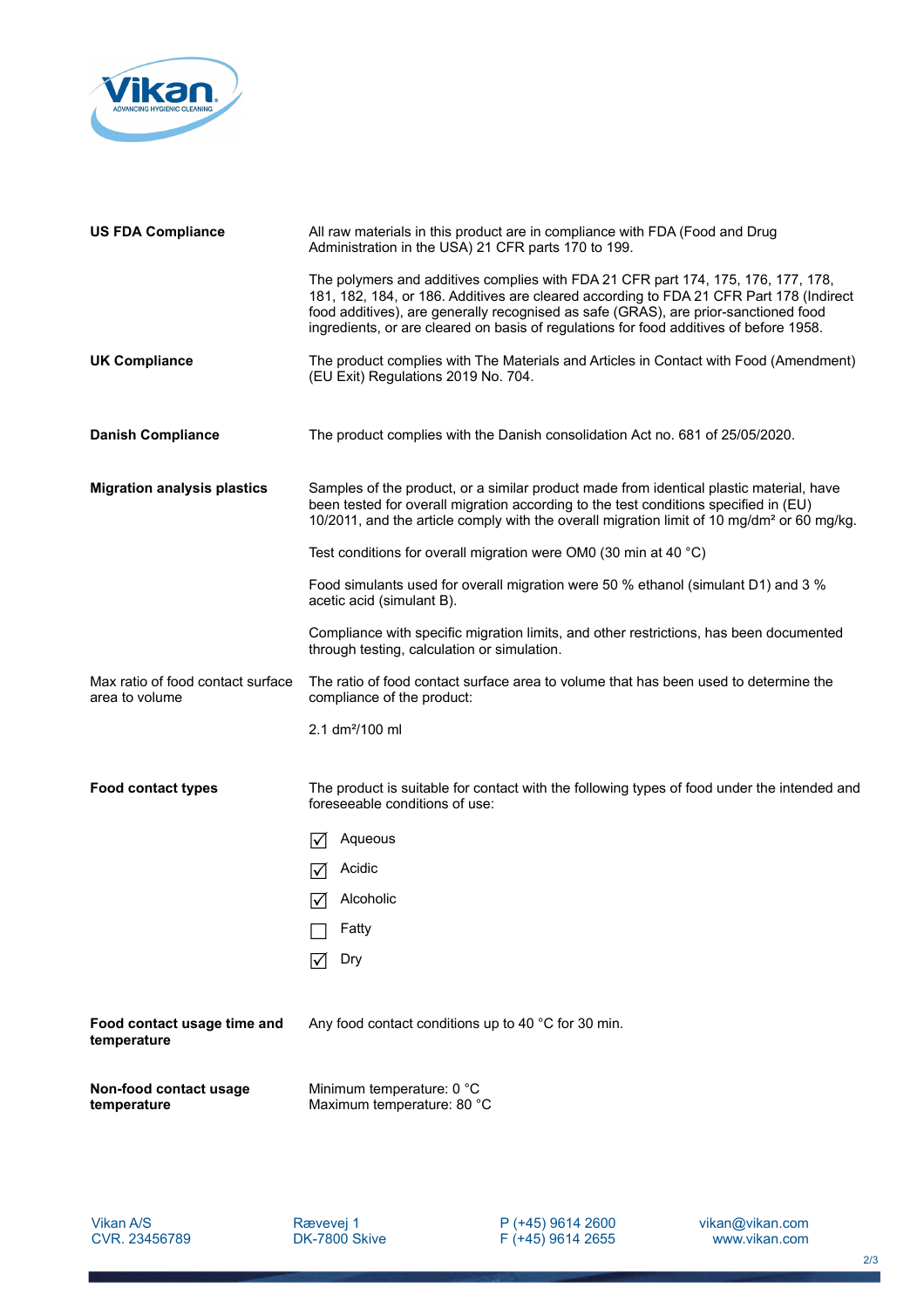**US FDA Compliance**

All raw materials in this product are in compliance with FDA (Food and Drug Administration in the USA) 21 CFR parts 170 to 199.

The polymers and additives complies with FDA 21 CFR part 174, 175, 176, 177, 178, 181, 182, 184, or 186. Additives are cleared according to FDA 21 CFR Part 178 (Indirect food additives), are generally recognised as safe (GRAS), are prior-sanctioned food ingredients, or are cleared on basis of regulations for food additives of before 1958.

**UK Compliance**

The product complies with The Materials and Articles in Contact with Food (Amendment) (EU Exit) Regulations 2019 No. 704.

**Danish Compliance**

The product complies with the Danish consolidation Act no. 681 of 25/05/2020.

**Migration analysis plastics**

Samples of the product, or a similar product made from identical plastic material, have been tested for overall migration according to the test conditions specified in (EU) 10/2011, and the article comply with the overall migration limit of 10 mg/dm² or 60 mg/kg.

Test conditions for overall migration were OM0 (30 min at 40 °C)

Food simulants used for overall migration were 50 % ethanol (simulant D1) and 3 % acetic acid (simulant B).

Compliance with specific migration limits, and other restrictions, has been documented through testing, calculation or simulation.

Max ratio of food contact surface area to volume

The ratio of food contact surface area to volume that has been used to determine the compliance of the product:

2.1 dm²/100 ml

**Food contact types**

The product is suitable for contact with the following types of food under the intended and foreseeable conditions of use:

- [x] Aqueous
- [x] Acidic
- [x] Alcoholic
- [ ] Fatty
- [x] Dry

**Food contact usage time and temperature**

Any food contact conditions up to 40 °C for 30 min.

**Non-food contact usage temperature**

Minimum temperature: 0 °C
Maximum temperature: 80 °C

Vikan A/S
CVR. 23456789

Rævevej 1
DK-7800 Skive

P (+45) 9614 2600
F (+45) 9614 2655

vikan@vikan.com
www.vikan.com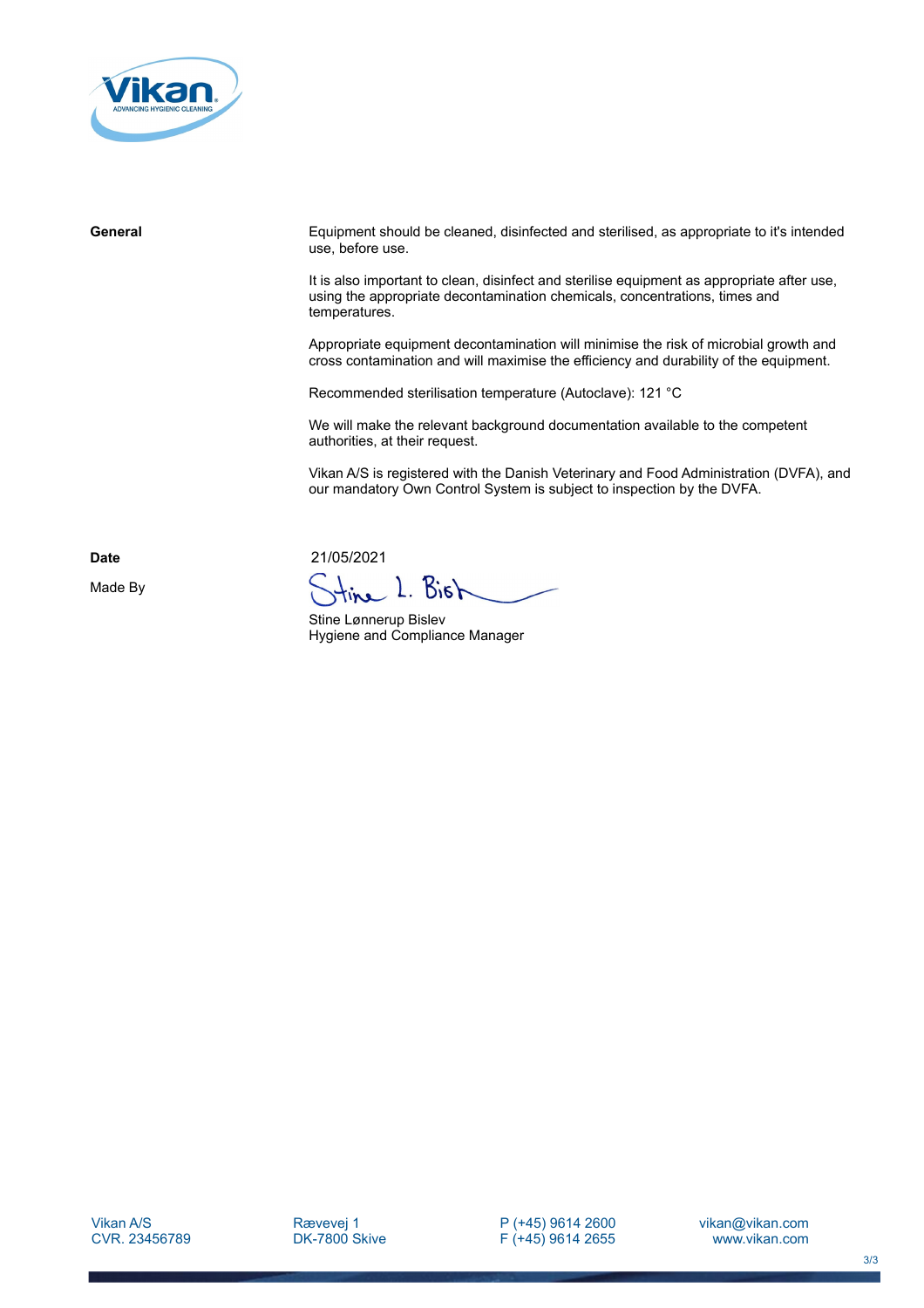**General**

Equipment should be cleaned, disinfected and sterilised, as appropriate to it's intended use, before use.

It is also important to clean, disinfect and sterilise equipment as appropriate after use, using the appropriate decontamination chemicals, concentrations, times and temperatures.

Appropriate equipment decontamination will minimise the risk of microbial growth and cross contamination and will maximise the efficiency and durability of the equipment.

Recommended sterilisation temperature (Autoclave): 121 °C

We will make the relevant background documentation available to the competent authorities, at their request.

Vikan A/S is registered with the Danish Veterinary and Food Administration (DVFA), and our mandatory Own Control System is subject to inspection by the DVFA.

**Date** 21/05/2021

Made By

Stine Lønnerup Bislev
Hygiene and Compliance Manager

Vikan A/S
CVR. 23456789

Rævevej 1
DK-7800 Skive

P (+45) 9614 2600
F (+45) 9614 2655

vikan@vikan.com
www.vikan.com